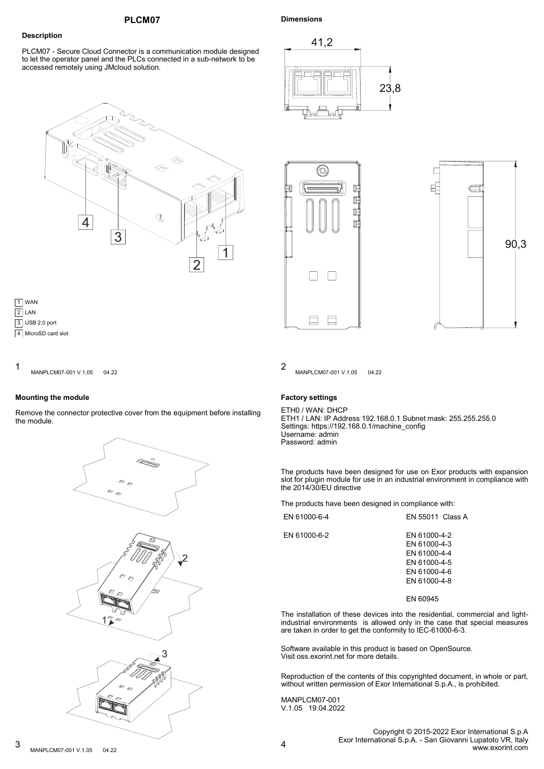# PLCM07

## Description

PLCM07 - Secure Cloud Connector is a communication module designed to let the operator panel and the PLCs connected in a sub-network to be accessed remotely using JMcloud solution.

1. WAN
2. LAN
3. USB 2.0 port
4. MicroSD card slot

## Dimensions

41,2

23,8

90,3

## Mounting the module

Remove the connector protective cover from the equipment before installing the module.

## Factory settings

ETH0 / WAN: DHCP
ETH1 / LAN: IP Address 192.168.0.1 Subnet mask: 255.255.255.0
Settings: https://192.168.0.1/machine_config
Username: admin
Password: admin

The products have been designed for use on Exor products with expansion slot for plugin module for use in an industrial environment in compliance with the 2014/30/EU directive

The products have been designed in compliance with:

| | |
|---|---|
| EN 61000-6-4 | EN 55011 Class A |
| EN 61000-6-2 | EN 61000-4-2<br>EN 61000-4-3<br>EN 61000-4-4<br>EN 61000-4-5<br>EN 61000-4-6<br>EN 61000-4-8 |
| | EN 60945 |

The installation of these devices into the residential, commercial and light-industrial environments is allowed only in the case that special measures are taken in order to get the conformity to IEC-61000-6-3.

Software available in this product is based on OpenSource.
Visit oss.exorint.net for more details.

Reproduction of the contents of this copyrighted document, in whole or part, without written permission of Exor International S.p.A., is prohibited.

MANPLCM07-001
V.1.05 19.04.2022

Copyright © 2015-2022 Exor International S.p.A
Exor International S.p.A. - San Giovanni Lupatoto VR, Italy
www.exorint.com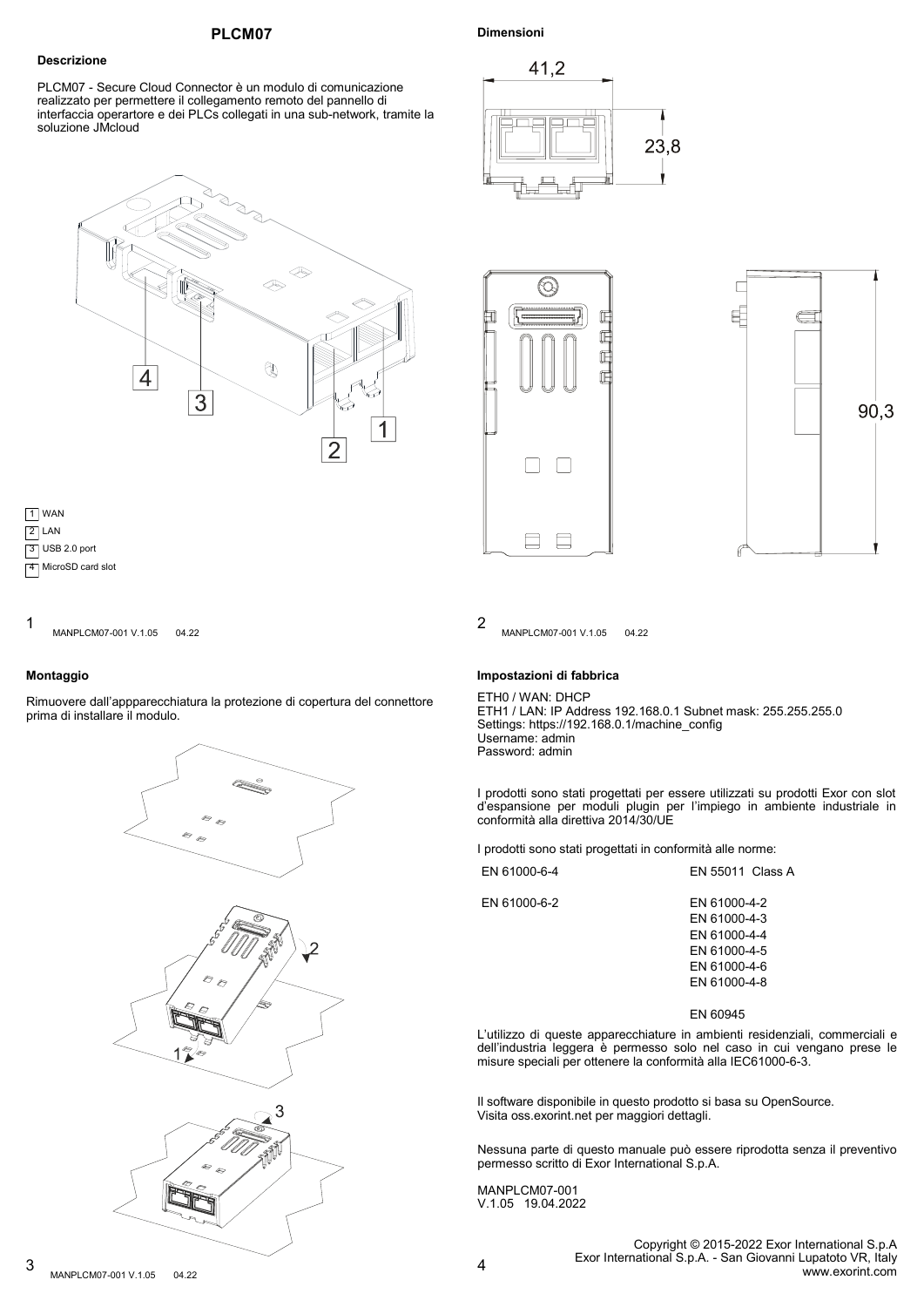# PLCM07

## Descrizione

PLCM07 - Secure Cloud Connector è un modulo di comunicazione realizzato per permettere il collegamento remoto del pannello di interfaccia operartore e dei PLCs collegati in una sub-network, tramite la soluzione JMcloud

4

3

2

1

1 WAN
2 LAN
3 USB 2.0 port
4 MicroSD card slot

## Dimensioni

41,2

23,8

90,3

## Montaggio

Rimuovere dall'appparecchiatura la protezione di copertura del connettore prima di installare il modulo.

2

1

3

## Impostazioni di fabbrica

ETH0 / WAN: DHCP
ETH1 / LAN: IP Address 192.168.0.1 Subnet mask: 255.255.255.0
Settings: https://192.168.0.1/machine_config
Username: admin
Password: admin

I prodotti sono stati progettati per essere utilizzati su prodotti Exor con slot d'espansione per moduli plugin per l'impiego in ambiente industriale in conformità alla direttiva 2014/30/UE

I prodotti sono stati progettati in conformità alle norme:

| | |
|---|---|
| EN 61000-6-4 | EN 55011 Class A |
| EN 61000-6-2 | EN 61000-4-2<br>EN 61000-4-3<br>EN 61000-4-4<br>EN 61000-4-5<br>EN 61000-4-6<br>EN 61000-4-8 |
| | EN 60945 |

L'utilizzo di queste apparecchiature in ambienti residenziali, commerciali e dell'industria leggera è permesso solo nel caso in cui vengano prese le misure speciali per ottenere la conformità alla IEC61000-6-3.

Il software disponibile in questo prodotto si basa su OpenSource.
Visita oss.exorint.net per maggiori dettagli.

Nessuna parte di questo manuale può essere riprodotta senza il preventivo permesso scritto di Exor International S.p.A.

MANPLCM07-001
V.1.05 19.04.2022

Copyright © 2015-2022 Exor International S.p.A
Exor International S.p.A. - San Giovanni Lupatoto VR, Italy
www.exorint.com